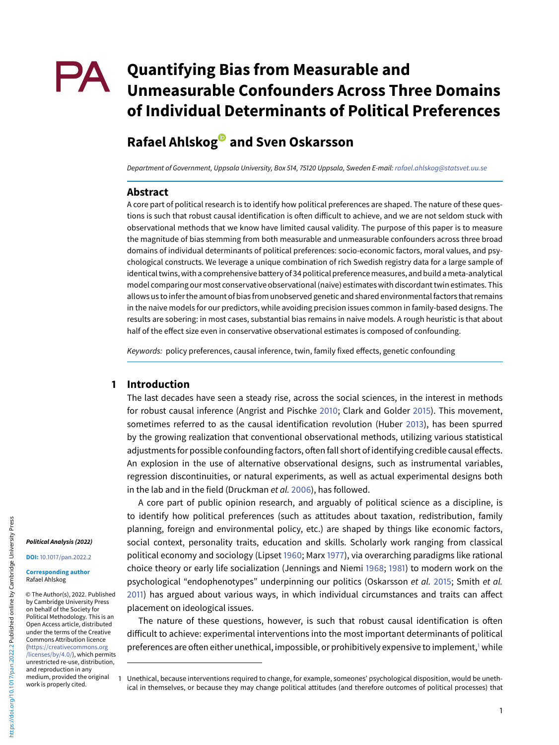# Quantifying Bias from Measurable and Unmeasurable Confounders Across Three Domains of Individual Determinants of Political Preferences

**Rafael Ahlskog and Sven Oskarsson**

*Department of Government, Uppsala University, Box 514, 75120 Uppsala, Sweden E-mail: rafael.ahlskog@statsvet.uu.se*

## Abstract

A core part of political research is to identify how political preferences are shaped. The nature of these questions is such that robust causal identification is often difficult to achieve, and we are not seldom stuck with observational methods that we know have limited causal validity. The purpose of this paper is to measure the magnitude of bias stemming from both measurable and unmeasurable confounders across three broad domains of individual determinants of political preferences: socio-economic factors, moral values, and psychological constructs. We leverage a unique combination of rich Swedish registry data for a large sample of identical twins, with a comprehensive battery of 34 political preference measures, and build a meta-analytical model comparing our most conservative observational (naive) estimates with discordant twin estimates. This allows us to infer the amount of bias from unobserved genetic and shared environmental factors that remains in the naive models for our predictors, while avoiding precision issues common in family-based designs. The results are sobering: in most cases, substantial bias remains in naive models. A rough heuristic is that about half of the effect size even in conservative observational estimates is composed of confounding.

*Keywords:* policy preferences, causal inference, twin, family fixed effects, genetic confounding

## 1 Introduction

The last decades have seen a steady rise, across the social sciences, in the interest in methods for robust causal inference (Angrist and Pischke 2010; Clark and Golder 2015). This movement, sometimes referred to as the causal identification revolution (Huber 2013), has been spurred by the growing realization that conventional observational methods, utilizing various statistical adjustments for possible confounding factors, often fall short of identifying credible causal effects. An explosion in the use of alternative observational designs, such as instrumental variables, regression discontinuities, or natural experiments, as well as actual experimental designs both in the lab and in the field (Druckman *et al.* 2006), has followed.

A core part of public opinion research, and arguably of political science as a discipline, is to identify how political preferences (such as attitudes about taxation, redistribution, family planning, foreign and environmental policy, etc.) are shaped by things like economic factors, social context, personality traits, education and skills. Scholarly work ranging from classical political economy and sociology (Lipset 1960; Marx 1977), via overarching paradigms like rational choice theory or early life socialization (Jennings and Niemi 1968; 1981) to modern work on the psychological "endophenotypes" underpinning our politics (Oskarsson *et al.* 2015; Smith *et al.* 2011) has argued about various ways, in which individual circumstances and traits can affect placement on ideological issues.

The nature of these questions, however, is such that robust causal identification is often difficult to achieve: experimental interventions into the most important determinants of political preferences are often either unethical, impossible, or prohibitively expensive to implement,[1] while

*Political Analysis (2022)*

**DOI:** 10.1017/pan.2022.2

**Corresponding author** Rafael Ahlskog

© The Author(s), 2022. Published by Cambridge University Press on behalf of the Society for Political Methodology. This is an Open Access article, distributed under the terms of the Creative Commons Attribution licence (https://creativecommons.org/licenses/by/4.0/), which permits unrestricted re-use, distribution, and reproduction in any medium, provided the original work is properly cited.

[1] Unethical, because interventions required to change, for example, someones' psychological disposition, would be unethical in themselves, or because they may change political attitudes (and therefore outcomes of political processes) that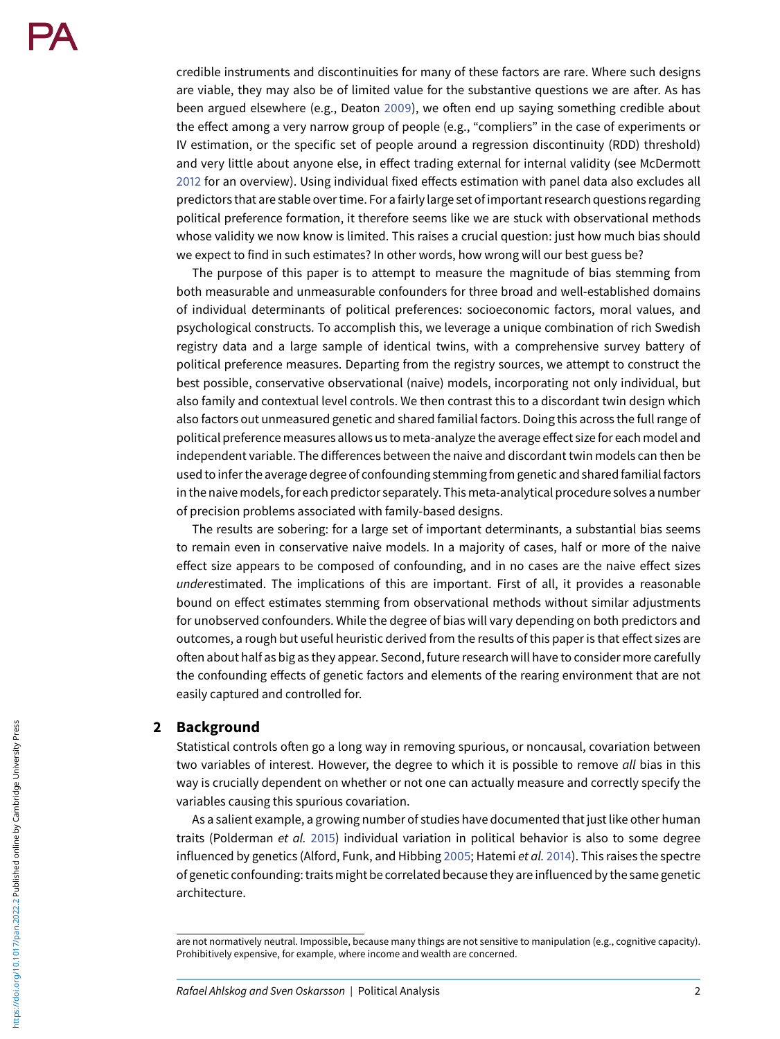credible instruments and discontinuities for many of these factors are rare. Where such designs are viable, they may also be of limited value for the substantive questions we are after. As has been argued elsewhere (e.g., Deaton 2009), we often end up saying something credible about the effect among a very narrow group of people (e.g., "compliers" in the case of experiments or IV estimation, or the specific set of people around a regression discontinuity (RDD) threshold) and very little about anyone else, in effect trading external for internal validity (see McDermott 2012 for an overview). Using individual fixed effects estimation with panel data also excludes all predictors that are stable over time. For a fairly large set of important research questions regarding political preference formation, it therefore seems like we are stuck with observational methods whose validity we now know is limited. This raises a crucial question: just how much bias should we expect to find in such estimates? In other words, how wrong will our best guess be?

The purpose of this paper is to attempt to measure the magnitude of bias stemming from both measurable and unmeasurable confounders for three broad and well-established domains of individual determinants of political preferences: socioeconomic factors, moral values, and psychological constructs. To accomplish this, we leverage a unique combination of rich Swedish registry data and a large sample of identical twins, with a comprehensive survey battery of political preference measures. Departing from the registry sources, we attempt to construct the best possible, conservative observational (naive) models, incorporating not only individual, but also family and contextual level controls. We then contrast this to a discordant twin design which also factors out unmeasured genetic and shared familial factors. Doing this across the full range of political preference measures allows us to meta-analyze the average effect size for each model and independent variable. The differences between the naive and discordant twin models can then be used to infer the average degree of confounding stemming from genetic and shared familial factors in the naive models, for each predictor separately. This meta-analytical procedure solves a number of precision problems associated with family-based designs.

The results are sobering: for a large set of important determinants, a substantial bias seems to remain even in conservative naive models. In a majority of cases, half or more of the naive effect size appears to be composed of confounding, and in no cases are the naive effect sizes *under*estimated. The implications of this are important. First of all, it provides a reasonable bound on effect estimates stemming from observational methods without similar adjustments for unobserved confounders. While the degree of bias will vary depending on both predictors and outcomes, a rough but useful heuristic derived from the results of this paper is that effect sizes are often about half as big as they appear. Second, future research will have to consider more carefully the confounding effects of genetic factors and elements of the rearing environment that are not easily captured and controlled for.

## 2 Background

Statistical controls often go a long way in removing spurious, or noncausal, covariation between two variables of interest. However, the degree to which it is possible to remove *all* bias in this way is crucially dependent on whether or not one can actually measure and correctly specify the variables causing this spurious covariation.

As a salient example, a growing number of studies have documented that just like other human traits (Polderman *et al.* 2015) individual variation in political behavior is also to some degree influenced by genetics (Alford, Funk, and Hibbing 2005; Hatemi *et al.* 2014). This raises the spectre of genetic confounding: traits might be correlated because they are influenced by the same genetic architecture.

---

are not normatively neutral. Impossible, because many things are not sensitive to manipulation (e.g., cognitive capacity). Prohibitively expensive, for example, where income and wealth are concerned.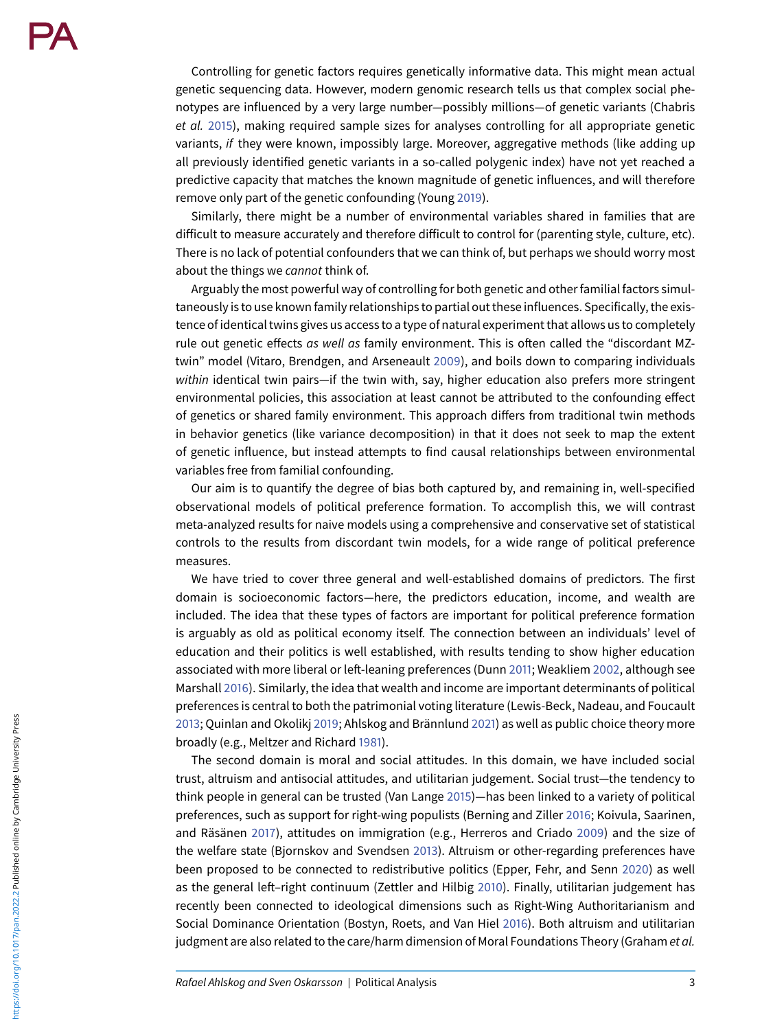Controlling for genetic factors requires genetically informative data. This might mean actual genetic sequencing data. However, modern genomic research tells us that complex social phenotypes are influenced by a very large number—possibly millions—of genetic variants (Chabris *et al.* 2015), making required sample sizes for analyses controlling for all appropriate genetic variants, *if* they were known, impossibly large. Moreover, aggregative methods (like adding up all previously identified genetic variants in a so-called polygenic index) have not yet reached a predictive capacity that matches the known magnitude of genetic influences, and will therefore remove only part of the genetic confounding (Young 2019).

Similarly, there might be a number of environmental variables shared in families that are difficult to measure accurately and therefore difficult to control for (parenting style, culture, etc). There is no lack of potential confounders that we can think of, but perhaps we should worry most about the things we *cannot* think of.

Arguably the most powerful way of controlling for both genetic and other familial factors simultaneously is to use known family relationships to partial out these influences. Specifically, the existence of identical twins gives us access to a type of natural experiment that allows us to completely rule out genetic effects *as well as* family environment. This is often called the "discordant MZ-twin" model (Vitaro, Brendgen, and Arseneault 2009), and boils down to comparing individuals *within* identical twin pairs—if the twin with, say, higher education also prefers more stringent environmental policies, this association at least cannot be attributed to the confounding effect of genetics or shared family environment. This approach differs from traditional twin methods in behavior genetics (like variance decomposition) in that it does not seek to map the extent of genetic influence, but instead attempts to find causal relationships between environmental variables free from familial confounding.

Our aim is to quantify the degree of bias both captured by, and remaining in, well-specified observational models of political preference formation. To accomplish this, we will contrast meta-analyzed results for naive models using a comprehensive and conservative set of statistical controls to the results from discordant twin models, for a wide range of political preference measures.

We have tried to cover three general and well-established domains of predictors. The first domain is socioeconomic factors—here, the predictors education, income, and wealth are included. The idea that these types of factors are important for political preference formation is arguably as old as political economy itself. The connection between an individuals' level of education and their politics is well established, with results tending to show higher education associated with more liberal or left-leaning preferences (Dunn 2011; Weakliem 2002, although see Marshall 2016). Similarly, the idea that wealth and income are important determinants of political preferences is central to both the patrimonial voting literature (Lewis-Beck, Nadeau, and Foucault 2013; Quinlan and Okolikj 2019; Ahlskog and Brännlund 2021) as well as public choice theory more broadly (e.g., Meltzer and Richard 1981).

The second domain is moral and social attitudes. In this domain, we have included social trust, altruism and antisocial attitudes, and utilitarian judgement. Social trust—the tendency to think people in general can be trusted (Van Lange 2015)—has been linked to a variety of political preferences, such as support for right-wing populists (Berning and Ziller 2016; Koivula, Saarinen, and Räsänen 2017), attitudes on immigration (e.g., Herreros and Criado 2009) and the size of the welfare state (Bjornskov and Svendsen 2013). Altruism or other-regarding preferences have been proposed to be connected to redistributive politics (Epper, Fehr, and Senn 2020) as well as the general left–right continuum (Zettler and Hilbig 2010). Finally, utilitarian judgement has recently been connected to ideological dimensions such as Right-Wing Authoritarianism and Social Dominance Orientation (Bostyn, Roets, and Van Hiel 2016). Both altruism and utilitarian judgment are also related to the care/harm dimension of Moral Foundations Theory (Graham *et al.*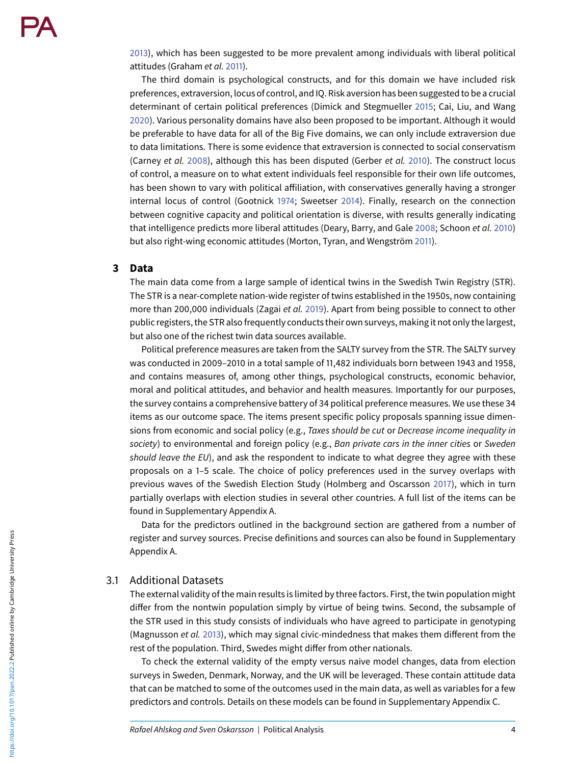2013), which has been suggested to be more prevalent among individuals with liberal political attitudes (Graham *et al.* 2011).

The third domain is psychological constructs, and for this domain we have included risk preferences, extraversion, locus of control, and IQ. Risk aversion has been suggested to be a crucial determinant of certain political preferences (Dimick and Stegmueller 2015; Cai, Liu, and Wang 2020). Various personality domains have also been proposed to be important. Although it would be preferable to have data for all of the Big Five domains, we can only include extraversion due to data limitations. There is some evidence that extraversion is connected to social conservatism (Carney *et al.* 2008), although this has been disputed (Gerber *et al.* 2010). The construct locus of control, a measure on to what extent individuals feel responsible for their own life outcomes, has been shown to vary with political affiliation, with conservatives generally having a stronger internal locus of control (Gootnick 1974; Sweetser 2014). Finally, research on the connection between cognitive capacity and political orientation is diverse, with results generally indicating that intelligence predicts more liberal attitudes (Deary, Barry, and Gale 2008; Schoon *et al.* 2010) but also right-wing economic attitudes (Morton, Tyran, and Wengström 2011).

## 3 Data

The main data come from a large sample of identical twins in the Swedish Twin Registry (STR). The STR is a near-complete nation-wide register of twins established in the 1950s, now containing more than 200,000 individuals (Zagai *et al.* 2019). Apart from being possible to connect to other public registers, the STR also frequently conducts their own surveys, making it not only the largest, but also one of the richest twin data sources available.

Political preference measures are taken from the SALTY survey from the STR. The SALTY survey was conducted in 2009–2010 in a total sample of 11,482 individuals born between 1943 and 1958, and contains measures of, among other things, psychological constructs, economic behavior, moral and political attitudes, and behavior and health measures. Importantly for our purposes, the survey contains a comprehensive battery of 34 political preference measures. We use these 34 items as our outcome space. The items present specific policy proposals spanning issue dimensions from economic and social policy (e.g., *Taxes should be cut* or *Decrease income inequality in society*) to environmental and foreign policy (e.g., *Ban private cars in the inner cities* or *Sweden should leave the EU*), and ask the respondent to indicate to what degree they agree with these proposals on a 1–5 scale. The choice of policy preferences used in the survey overlaps with previous waves of the Swedish Election Study (Holmberg and Oscarsson 2017), which in turn partially overlaps with election studies in several other countries. A full list of the items can be found in Supplementary Appendix A.

Data for the predictors outlined in the background section are gathered from a number of register and survey sources. Precise definitions and sources can also be found in Supplementary Appendix A.

### 3.1 Additional Datasets

The external validity of the main results is limited by three factors. First, the twin population might differ from the nontwin population simply by virtue of being twins. Second, the subsample of the STR used in this study consists of individuals who have agreed to participate in genotyping (Magnusson *et al.* 2013), which may signal civic-mindedness that makes them different from the rest of the population. Third, Swedes might differ from other nationals.

To check the external validity of the empty versus naive model changes, data from election surveys in Sweden, Denmark, Norway, and the UK will be leveraged. These contain attitude data that can be matched to some of the outcomes used in the main data, as well as variables for a few predictors and controls. Details on these models can be found in Supplementary Appendix C.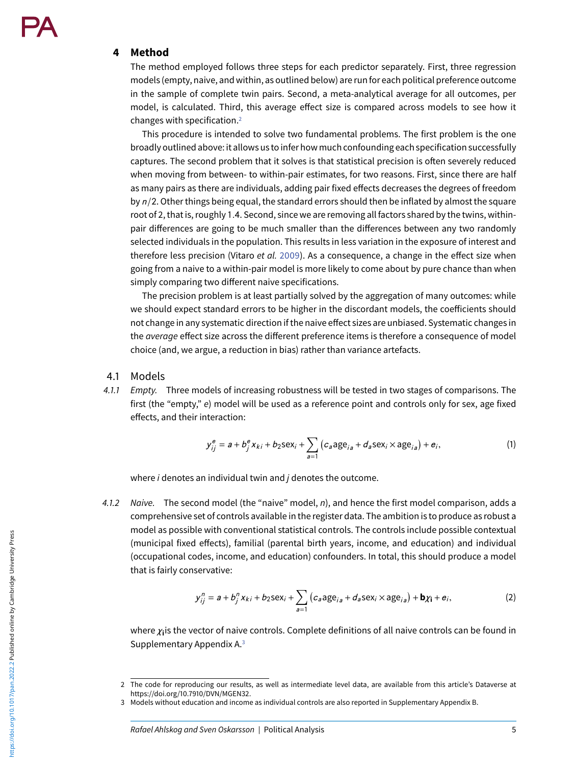## 4 Method

The method employed follows three steps for each predictor separately. First, three regression models (empty, naive, and within, as outlined below) are run for each political preference outcome in the sample of complete twin pairs. Second, a meta-analytical average for all outcomes, per model, is calculated. Third, this average effect size is compared across models to see how it changes with specification.[2]

This procedure is intended to solve two fundamental problems. The first problem is the one broadly outlined above: it allows us to infer how much confounding each specification successfully captures. The second problem that it solves is that statistical precision is often severely reduced when moving from between- to within-pair estimates, for two reasons. First, since there are half as many pairs as there are individuals, adding pair fixed effects decreases the degrees of freedom by $n/2$. Other things being equal, the standard errors should then be inflated by almost the square root of 2, that is, roughly 1.4. Second, since we are removing all factors shared by the twins, within-pair differences are going to be much smaller than the differences between any two randomly selected individuals in the population. This results in less variation in the exposure of interest and therefore less precision (Vitaro *et al.* 2009). As a consequence, a change in the effect size when going from a naive to a within-pair model is more likely to come about by pure chance than when simply comparing two different naive specifications.

The precision problem is at least partially solved by the aggregation of many outcomes: while we should expect standard errors to be higher in the discordant models, the coefficients should not change in any systematic direction if the naive effect sizes are unbiased. Systematic changes in the *average* effect size across the different preference items is therefore a consequence of model choice (and, we argue, a reduction in bias) rather than variance artefacts.

### 4.1 Models

*4.1.1 Empty.* Three models of increasing robustness will be tested in two stages of comparisons. The first (the "empty," $e$) model will be used as a reference point and controls only for sex, age fixed effects, and their interaction:

$$y_{ij}^{e} = a + b_j^{e} x_{ki} + b_2 \text{sex}_i + \sum_{a=1} \left( c_a \text{age}_{ia} + d_a \text{sex}_i \times \text{age}_{ia} \right) + e_i, \tag{1}$$

where $i$ denotes an individual twin and $j$ denotes the outcome.

*4.1.2 Naive.* The second model (the "naive" model, $n$), and hence the first model comparison, adds a comprehensive set of controls available in the register data. The ambition is to produce as robust a model as possible with conventional statistical controls. The controls include possible contextual (municipal fixed effects), familial (parental birth years, income, and education) and individual (occupational codes, income, and education) confounders. In total, this should produce a model that is fairly conservative:

$$y_{ij}^{n} = a + b_j^{n} x_{ki} + b_2 \text{sex}_i + \sum_{a=1} \left( c_a \text{age}_{ia} + d_a \text{sex}_i \times \text{age}_{ia} \right) + \mathbf{b}\chi_{\mathbf{i}} + e_i, \tag{2}$$

where $\chi_{\mathbf{i}}$ is the vector of naive controls. Complete definitions of all naive controls can be found in Supplementary Appendix A.[3]

---

2 The code for reproducing our results, as well as intermediate level data, are available from this article's Dataverse at https://doi.org/10.7910/DVN/MGEN32.

3 Models without education and income as individual controls are also reported in Supplementary Appendix B.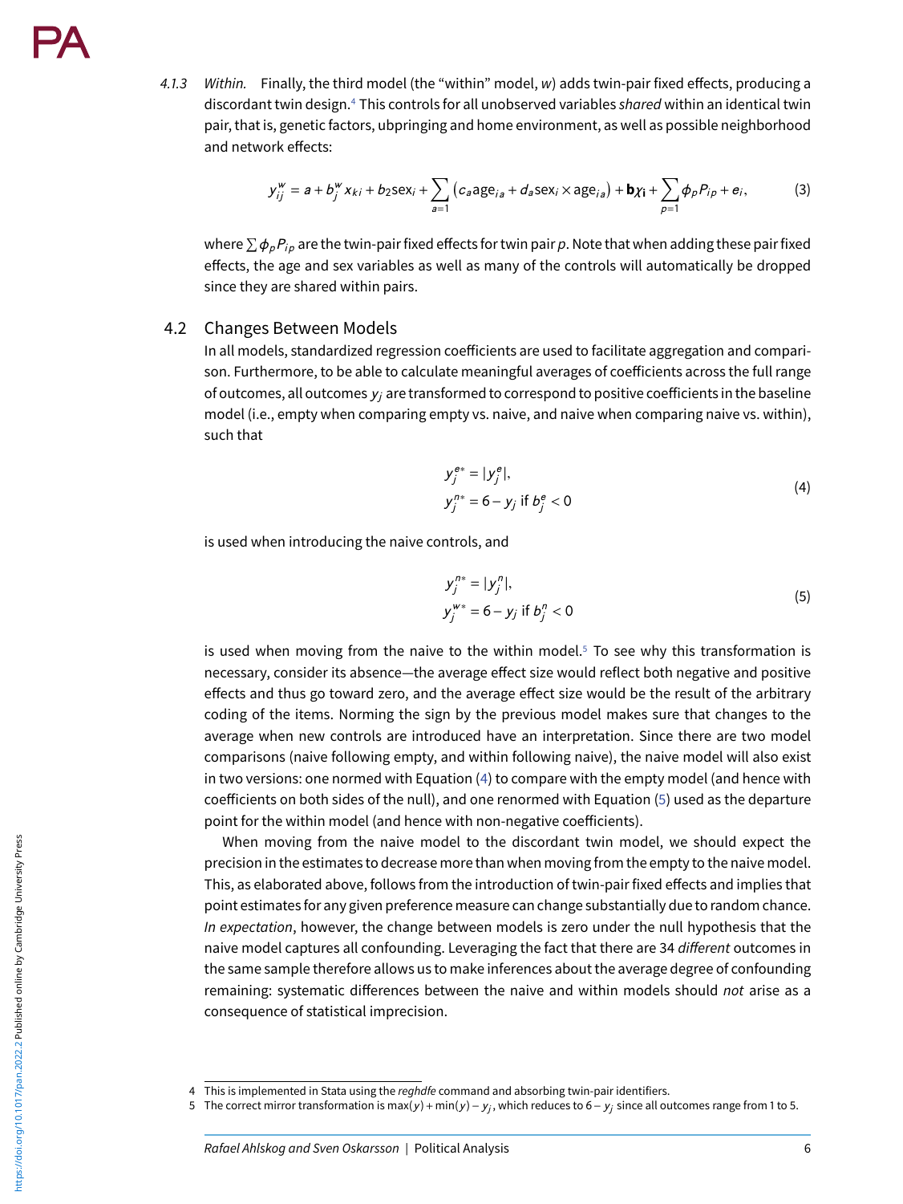4.1.3 *Within.* Finally, the third model (the "within" model, $w$) adds twin-pair fixed effects, producing a discordant twin design.[4] This controls for all unobserved variables *shared* within an identical twin pair, that is, genetic factors, ubpringing and home environment, as well as possible neighborhood and network effects:

$$y_{ij}^{w} = a + b_j^{w} x_{ki} + b_2 \text{sex}_i + \sum_{a=1} \left( c_a \text{age}_{ia} + d_a \text{sex}_i \times \text{age}_{ia} \right) + \mathbf{b}\chi_{\mathbf{i}} + \sum_{p=1} \phi_p P_{ip} + e_i, \tag{3}$$

where $\sum \phi_p P_{ip}$ are the twin-pair fixed effects for twin pair $p$. Note that when adding these pair fixed effects, the age and sex variables as well as many of the controls will automatically be dropped since they are shared within pairs.

## 4.2 Changes Between Models

In all models, standardized regression coefficients are used to facilitate aggregation and comparison. Furthermore, to be able to calculate meaningful averages of coefficients across the full range of outcomes, all outcomes $y_j$ are transformed to correspond to positive coefficients in the baseline model (i.e., empty when comparing empty vs. naive, and naive when comparing naive vs. within), such that

$$\begin{aligned} y_j^{e*} &= |y_j^{e}|, \\ y_j^{n*} &= 6 - y_j \text{ if } b_j^{e} < 0 \end{aligned} \tag{4}$$

is used when introducing the naive controls, and

$$\begin{aligned} y_j^{n*} &= |y_j^{n}|, \\ y_j^{w*} &= 6 - y_j \text{ if } b_j^{n} < 0 \end{aligned} \tag{5}$$

is used when moving from the naive to the within model.[5] To see why this transformation is necessary, consider its absence—the average effect size would reflect both negative and positive effects and thus go toward zero, and the average effect size would be the result of the arbitrary coding of the items. Norming the sign by the previous model makes sure that changes to the average when new controls are introduced have an interpretation. Since there are two model comparisons (naive following empty, and within following naive), the naive model will also exist in two versions: one normed with Equation (4) to compare with the empty model (and hence with coefficients on both sides of the null), and one renormed with Equation (5) used as the departure point for the within model (and hence with non-negative coefficients).

When moving from the naive model to the discordant twin model, we should expect the precision in the estimates to decrease more than when moving from the empty to the naive model. This, as elaborated above, follows from the introduction of twin-pair fixed effects and implies that point estimates for any given preference measure can change substantially due to random chance. *In expectation*, however, the change between models is zero under the null hypothesis that the naive model captures all confounding. Leveraging the fact that there are 34 *different* outcomes in the same sample therefore allows us to make inferences about the average degree of confounding remaining: systematic differences between the naive and within models should *not* arise as a consequence of statistical imprecision.

---

4 This is implemented in Stata using the *reghdfe* command and absorbing twin-pair identifiers.

5 The correct mirror transformation is $\max(y) + \min(y) - y_j$, which reduces to $6 - y_j$ since all outcomes range from 1 to 5.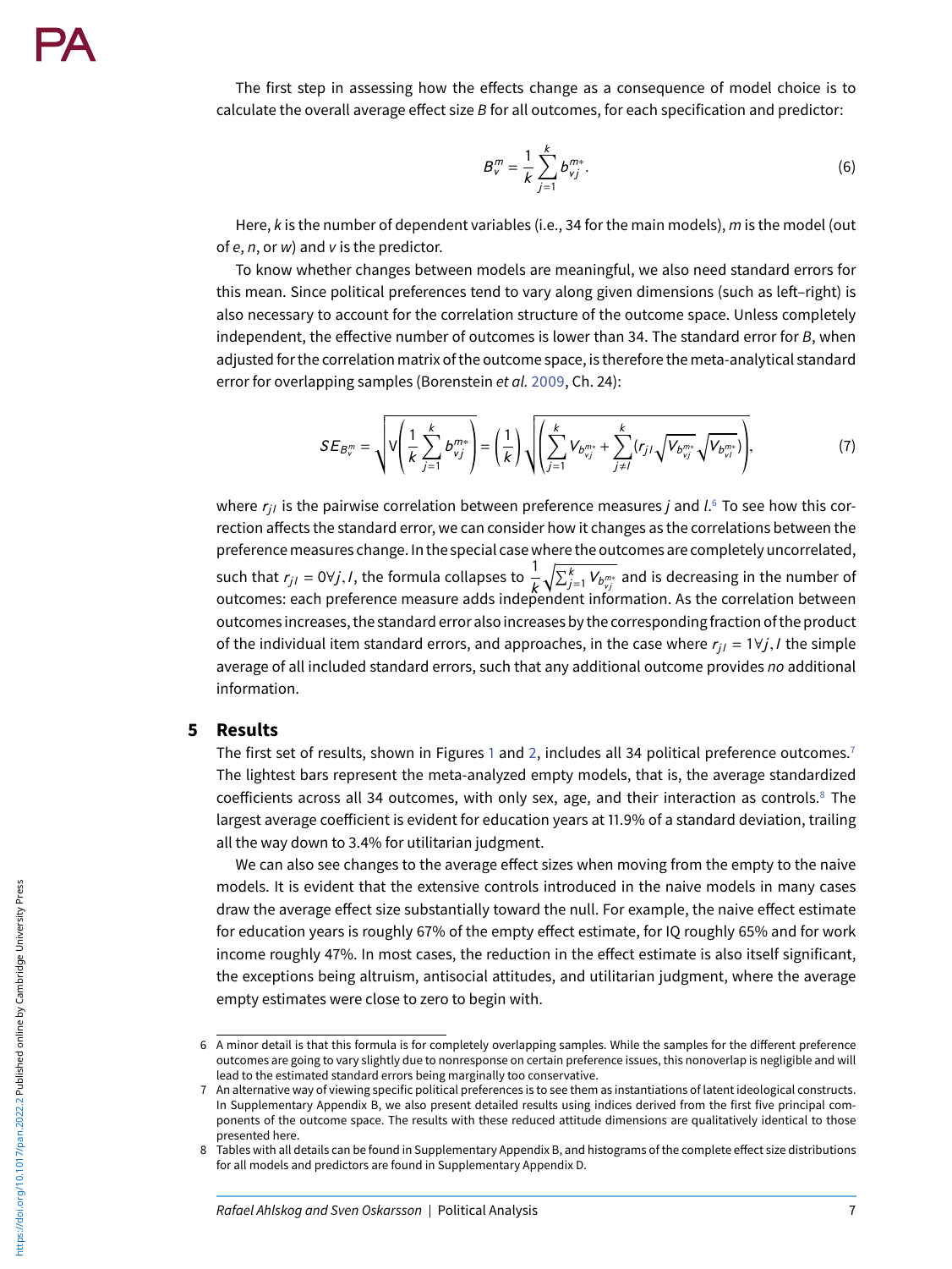The first step in assessing how the effects change as a consequence of model choice is to calculate the overall average effect size $B$ for all outcomes, for each specification and predictor:

$$B_v^m = \frac{1}{k}\sum_{j=1}^{k} b_{vj}^{m*}. \tag{6}$$

Here, $k$ is the number of dependent variables (i.e., 34 for the main models), $m$ is the model (out of $e$, $n$, or $w$) and $v$ is the predictor.

To know whether changes between models are meaningful, we also need standard errors for this mean. Since political preferences tend to vary along given dimensions (such as left–right) is also necessary to account for the correlation structure of the outcome space. Unless completely independent, the effective number of outcomes is lower than 34. The standard error for $B$, when adjusted for the correlation matrix of the outcome space, is therefore the meta-analytical standard error for overlapping samples (Borenstein *et al.* 2009, Ch. 24):

$$SE_{B_v^m} = \sqrt{\mathrm{V}\left(\frac{1}{k}\sum_{j=1}^{k} b_{vj}^{m*}\right)} = \left(\frac{1}{k}\right)\sqrt{\left(\sum_{j=1}^{k} V_{b_{vj}^{m*}} + \sum_{j\neq l}^{k}\left(r_{jl}\sqrt{V_{b_{vj}^{m*}}}\sqrt{V_{b_{vl}^{m*}}}\right)\right)}, \tag{7}$$

where $r_{jl}$ is the pairwise correlation between preference measures $j$ and $l$.[6] To see how this correction affects the standard error, we can consider how it changes as the correlations between the preference measures change. In the special case where the outcomes are completely uncorrelated, such that $r_{jl} = 0 \forall j,l$, the formula collapses to $\frac{1}{k}\sqrt{\sum_{j=1}^{k} V_{b_{vj}^{m*}}}$ and is decreasing in the number of outcomes: each preference measure adds independent information. As the correlation between outcomes increases, the standard error also increases by the corresponding fraction of the product of the individual item standard errors, and approaches, in the case where $r_{jl} = 1 \forall j,l$ the simple average of all included standard errors, such that any additional outcome provides *no* additional information.

## 5 Results

The first set of results, shown in Figures 1 and 2, includes all 34 political preference outcomes.[7] The lightest bars represent the meta-analyzed empty models, that is, the average standardized coefficients across all 34 outcomes, with only sex, age, and their interaction as controls.[8] The largest average coefficient is evident for education years at 11.9% of a standard deviation, trailing all the way down to 3.4% for utilitarian judgment.

We can also see changes to the average effect sizes when moving from the empty to the naive models. It is evident that the extensive controls introduced in the naive models in many cases draw the average effect size substantially toward the null. For example, the naive effect estimate for education years is roughly 67% of the empty effect estimate, for IQ roughly 65% and for work income roughly 47%. In most cases, the reduction in the effect estimate is also itself significant, the exceptions being altruism, antisocial attitudes, and utilitarian judgment, where the average empty estimates were close to zero to begin with.

---

6 A minor detail is that this formula is for completely overlapping samples. While the samples for the different preference outcomes are going to vary slightly due to nonresponse on certain preference issues, this nonoverlap is negligible and will lead to the estimated standard errors being marginally too conservative.

7 An alternative way of viewing specific political preferences is to see them as instantiations of latent ideological constructs. In Supplementary Appendix B, we also present detailed results using indices derived from the first five principal components of the outcome space. The results with these reduced attitude dimensions are qualitatively identical to those presented here.

8 Tables with all details can be found in Supplementary Appendix B, and histograms of the complete effect size distributions for all models and predictors are found in Supplementary Appendix D.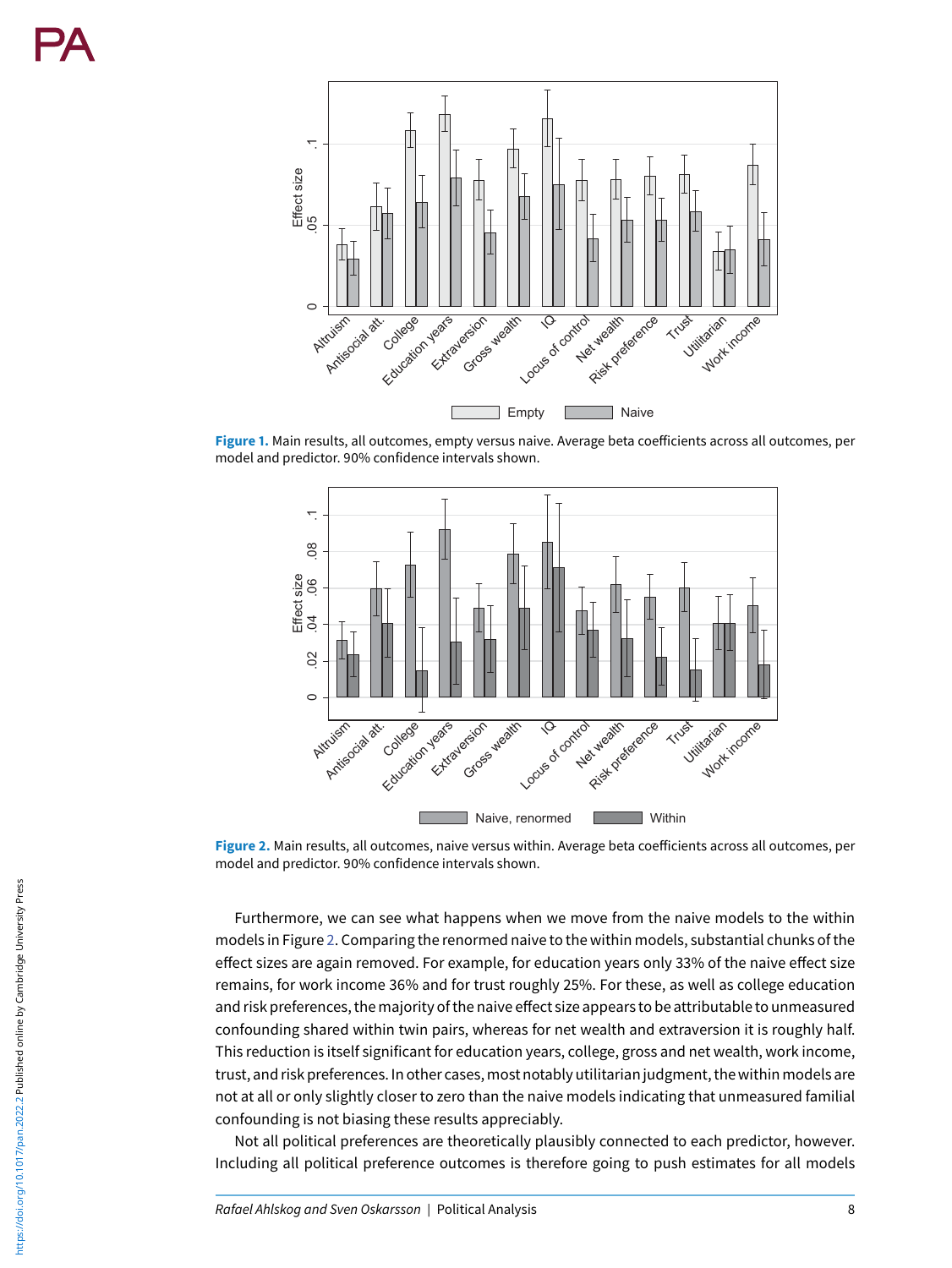**Figure 1.** Main results, all outcomes, empty versus naive. Average beta coefficients across all outcomes, per model and predictor. 90% confidence intervals shown.

**Figure 2.** Main results, all outcomes, naive versus within. Average beta coefficients across all outcomes, per model and predictor. 90% confidence intervals shown.

Furthermore, we can see what happens when we move from the naive models to the within models in Figure 2. Comparing the renormed naive to the within models, substantial chunks of the effect sizes are again removed. For example, for education years only 33% of the naive effect size remains, for work income 36% and for trust roughly 25%. For these, as well as college education and risk preferences, the majority of the naive effect size appears to be attributable to unmeasured confounding shared within twin pairs, whereas for net wealth and extraversion it is roughly half. This reduction is itself significant for education years, college, gross and net wealth, work income, trust, and risk preferences. In other cases, most notably utilitarian judgment, the within models are not at all or only slightly closer to zero than the naive models indicating that unmeasured familial confounding is not biasing these results appreciably.

Not all political preferences are theoretically plausibly connected to each predictor, however. Including all political preference outcomes is therefore going to push estimates for all models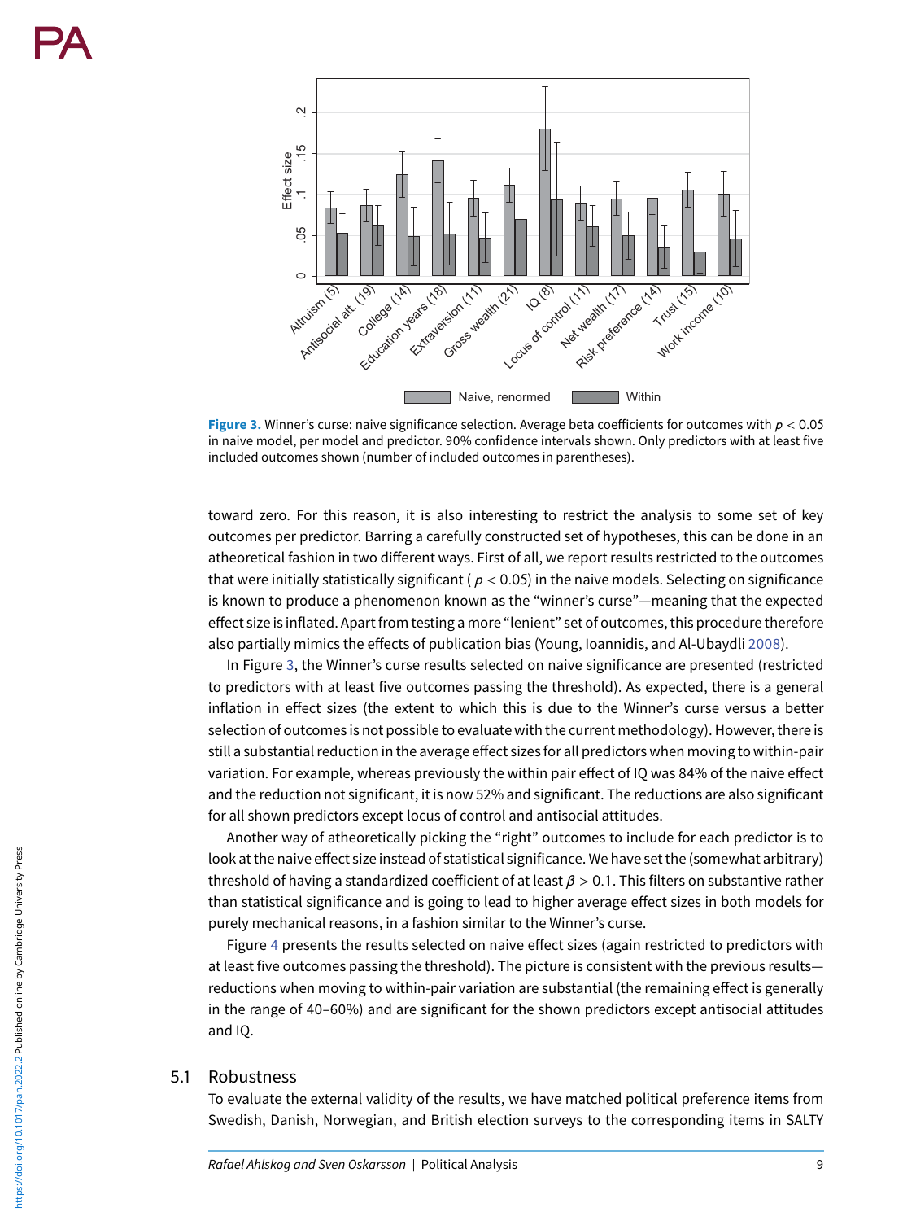Figure 3. Winner's curse: naive significance selection. Average beta coefficients for outcomes with $p < 0.05$ in naive model, per model and predictor. 90% confidence intervals shown. Only predictors with at least five included outcomes shown (number of included outcomes in parentheses).

toward zero. For this reason, it is also interesting to restrict the analysis to some set of key outcomes per predictor. Barring a carefully constructed set of hypotheses, this can be done in an atheoretical fashion in two different ways. First of all, we report results restricted to the outcomes that were initially statistically significant ( $p < 0.05$) in the naive models. Selecting on significance is known to produce a phenomenon known as the "winner's curse"—meaning that the expected effect size is inflated. Apart from testing a more "lenient" set of outcomes, this procedure therefore also partially mimics the effects of publication bias (Young, Ioannidis, and Al-Ubaydli 2008).

In Figure 3, the Winner's curse results selected on naive significance are presented (restricted to predictors with at least five outcomes passing the threshold). As expected, there is a general inflation in effect sizes (the extent to which this is due to the Winner's curse versus a better selection of outcomes is not possible to evaluate with the current methodology). However, there is still a substantial reduction in the average effect sizes for all predictors when moving to within-pair variation. For example, whereas previously the within pair effect of IQ was 84% of the naive effect and the reduction not significant, it is now 52% and significant. The reductions are also significant for all shown predictors except locus of control and antisocial attitudes.

Another way of atheoretically picking the "right" outcomes to include for each predictor is to look at the naive effect size instead of statistical significance. We have set the (somewhat arbitrary) threshold of having a standardized coefficient of at least $\beta > 0.1$. This filters on substantive rather than statistical significance and is going to lead to higher average effect sizes in both models for purely mechanical reasons, in a fashion similar to the Winner's curse.

Figure 4 presents the results selected on naive effect sizes (again restricted to predictors with at least five outcomes passing the threshold). The picture is consistent with the previous results—reductions when moving to within-pair variation are substantial (the remaining effect is generally in the range of 40–60%) and are significant for the shown predictors except antisocial attitudes and IQ.

## 5.1 Robustness

To evaluate the external validity of the results, we have matched political preference items from Swedish, Danish, Norwegian, and British election surveys to the corresponding items in SALTY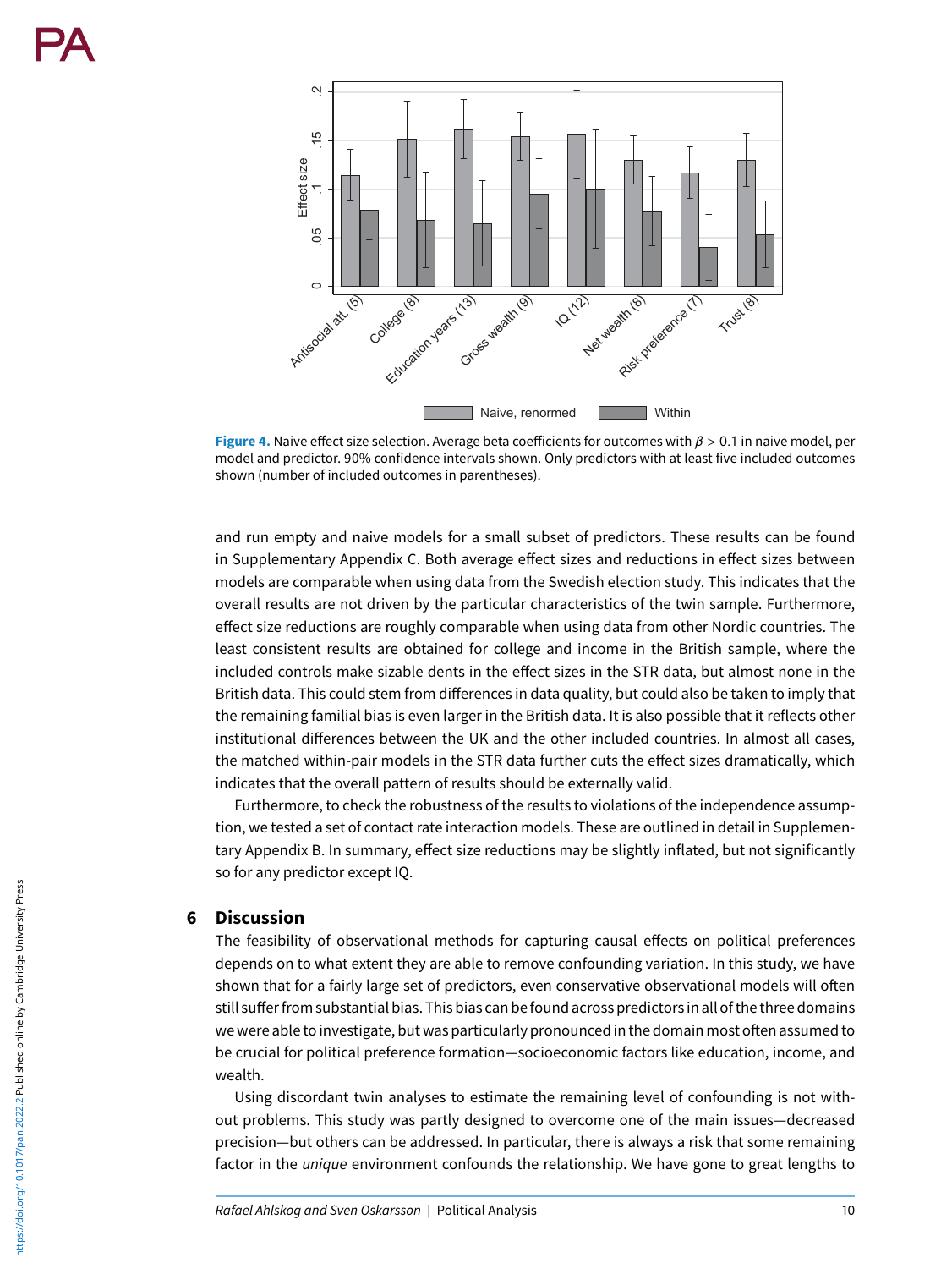Figure 4. Naive effect size selection. Average beta coefficients for outcomes with $\beta > 0.1$ in naive model, per model and predictor. 90% confidence intervals shown. Only predictors with at least five included outcomes shown (number of included outcomes in parentheses).

and run empty and naive models for a small subset of predictors. These results can be found in Supplementary Appendix C. Both average effect sizes and reductions in effect sizes between models are comparable when using data from the Swedish election study. This indicates that the overall results are not driven by the particular characteristics of the twin sample. Furthermore, effect size reductions are roughly comparable when using data from other Nordic countries. The least consistent results are obtained for college and income in the British sample, where the included controls make sizable dents in the effect sizes in the STR data, but almost none in the British data. This could stem from differences in data quality, but could also be taken to imply that the remaining familial bias is even larger in the British data. It is also possible that it reflects other institutional differences between the UK and the other included countries. In almost all cases, the matched within-pair models in the STR data further cuts the effect sizes dramatically, which indicates that the overall pattern of results should be externally valid.

Furthermore, to check the robustness of the results to violations of the independence assumption, we tested a set of contact rate interaction models. These are outlined in detail in Supplementary Appendix B. In summary, effect size reductions may be slightly inflated, but not significantly so for any predictor except IQ.

## 6 Discussion

The feasibility of observational methods for capturing causal effects on political preferences depends on to what extent they are able to remove confounding variation. In this study, we have shown that for a fairly large set of predictors, even conservative observational models will often still suffer from substantial bias. This bias can be found across predictors in all of the three domains we were able to investigate, but was particularly pronounced in the domain most often assumed to be crucial for political preference formation—socioeconomic factors like education, income, and wealth.

Using discordant twin analyses to estimate the remaining level of confounding is not without problems. This study was partly designed to overcome one of the main issues—decreased precision—but others can be addressed. In particular, there is always a risk that some remaining factor in the *unique* environment confounds the relationship. We have gone to great lengths to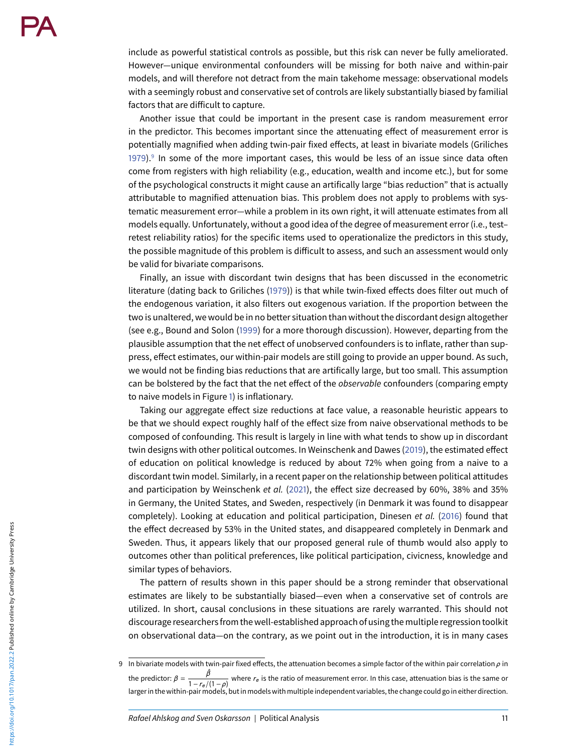include as powerful statistical controls as possible, but this risk can never be fully ameliorated. However—unique environmental confounders will be missing for both naive and within-pair models, and will therefore not detract from the main takehome message: observational models with a seemingly robust and conservative set of controls are likely substantially biased by familial factors that are difficult to capture.

Another issue that could be important in the present case is random measurement error in the predictor. This becomes important since the attenuating effect of measurement error is potentially magnified when adding twin-pair fixed effects, at least in bivariate models (Griliches 1979).[9] In some of the more important cases, this would be less of an issue since data often come from registers with high reliability (e.g., education, wealth and income etc.), but for some of the psychological constructs it might cause an artifically large "bias reduction" that is actually attributable to magnified attenuation bias. This problem does not apply to problems with systematic measurement error—while a problem in its own right, it will attenuate estimates from all models equally. Unfortunately, without a good idea of the degree of measurement error (i.e., test–retest reliability ratios) for the specific items used to operationalize the predictors in this study, the possible magnitude of this problem is difficult to assess, and such an assessment would only be valid for bivariate comparisons.

Finally, an issue with discordant twin designs that has been discussed in the econometric literature (dating back to Griliches (1979)) is that while twin-fixed effects does filter out much of the endogenous variation, it also filters out exogenous variation. If the proportion between the two is unaltered, we would be in no better situation than without the discordant design altogether (see e.g., Bound and Solon (1999) for a more thorough discussion). However, departing from the plausible assumption that the net effect of unobserved confounders is to inflate, rather than suppress, effect estimates, our within-pair models are still going to provide an upper bound. As such, we would not be finding bias reductions that are artifically large, but too small. This assumption can be bolstered by the fact that the net effect of the *observable* confounders (comparing empty to naive models in Figure 1) is inflationary.

Taking our aggregate effect size reductions at face value, a reasonable heuristic appears to be that we should expect roughly half of the effect size from naive observational methods to be composed of confounding. This result is largely in line with what tends to show up in discordant twin designs with other political outcomes. In Weinschenk and Dawes (2019), the estimated effect of education on political knowledge is reduced by about 72% when going from a naive to a discordant twin model. Similarly, in a recent paper on the relationship between political attitudes and participation by Weinschenk *et al.* (2021), the effect size decreased by 60%, 38% and 35% in Germany, the United States, and Sweden, respectively (in Denmark it was found to disappear completely). Looking at education and political participation, Dinesen *et al.* (2016) found that the effect decreased by 53% in the United states, and disappeared completely in Denmark and Sweden. Thus, it appears likely that our proposed general rule of thumb would also apply to outcomes other than political preferences, like political participation, civicness, knowledge and similar types of behaviors.

The pattern of results shown in this paper should be a strong reminder that observational estimates are likely to be substantially biased—even when a conservative set of controls are utilized. In short, causal conclusions in these situations are rarely warranted. This should not discourage researchers from the well-established approach of using the multiple regression toolkit on observational data—on the contrary, as we point out in the introduction, it is in many cases

---

9 In bivariate models with twin-pair fixed effects, the attenuation becomes a simple factor of the within pair correlation $\rho$ in the predictor: $\beta = \frac{\hat{\beta}}{1 - r_e/(1-\rho)}$ where $r_e$ is the ratio of measurement error. In this case, attenuation bias is the same or larger in the within-pair models, but in models with multiple independent variables, the change could go in either direction.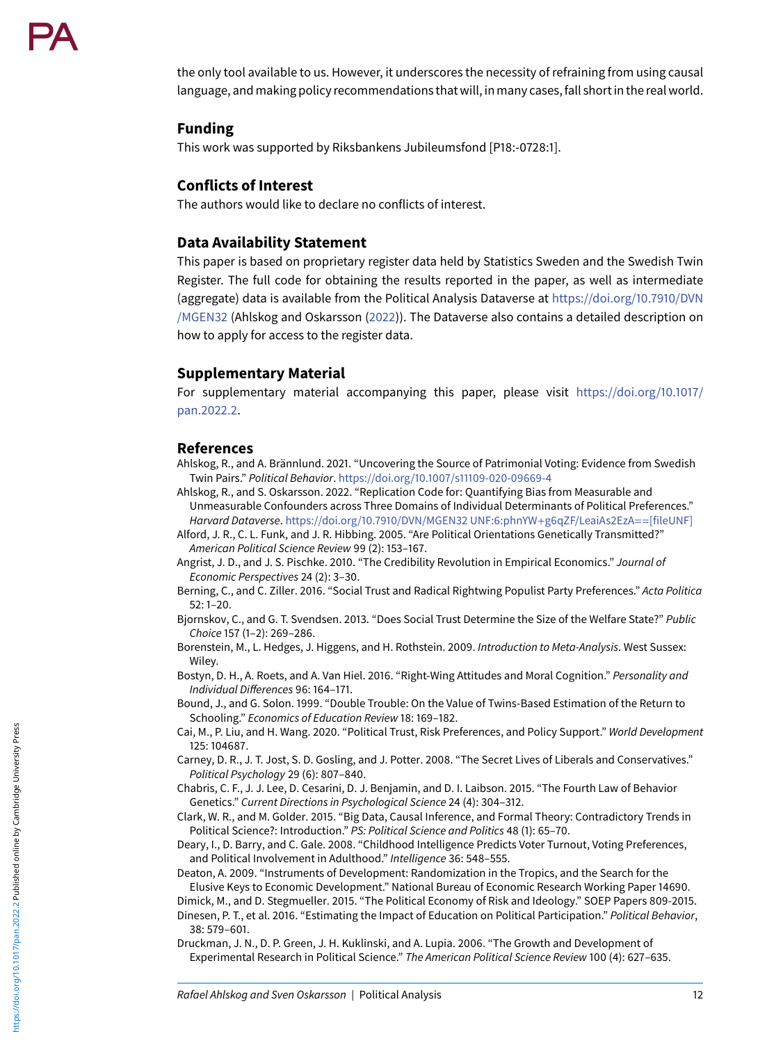the only tool available to us. However, it underscores the necessity of refraining from using causal language, and making policy recommendations that will, in many cases, fall short in the real world.

## Funding

This work was supported by Riksbankens Jubileumsfond [P18:-0728:1].

## Conflicts of Interest

The authors would like to declare no conflicts of interest.

## Data Availability Statement

This paper is based on proprietary register data held by Statistics Sweden and the Swedish Twin Register. The full code for obtaining the results reported in the paper, as well as intermediate (aggregate) data is available from the Political Analysis Dataverse at https://doi.org/10.7910/DVN/MGEN32 (Ahlskog and Oskarsson (2022)). The Dataverse also contains a detailed description on how to apply for access to the register data.

## Supplementary Material

For supplementary material accompanying this paper, please visit https://doi.org/10.1017/pan.2022.2.

## References

Ahlskog, R., and A. Brännlund. 2021. "Uncovering the Source of Patrimonial Voting: Evidence from Swedish Twin Pairs." *Political Behavior*. https://doi.org/10.1007/s11109-020-09669-4

Ahlskog, R., and S. Oskarsson. 2022. "Replication Code for: Quantifying Bias from Measurable and Unmeasurable Confounders across Three Domains of Individual Determinants of Political Preferences." *Harvard Dataverse*. https://doi.org/10.7910/DVN/MGEN32 UNF:6:phnYW+g6qZF/LeaiAs2EzA==[fileUNF]

Alford, J. R., C. L. Funk, and J. R. Hibbing. 2005. "Are Political Orientations Genetically Transmitted?" *American Political Science Review* 99 (2): 153–167.

Angrist, J. D., and J. S. Pischke. 2010. "The Credibility Revolution in Empirical Economics." *Journal of Economic Perspectives* 24 (2): 3–30.

Berning, C., and C. Ziller. 2016. "Social Trust and Radical Rightwing Populist Party Preferences." *Acta Politica* 52: 1–20.

Bjornskov, C., and G. T. Svendsen. 2013. "Does Social Trust Determine the Size of the Welfare State?" *Public Choice* 157 (1–2): 269–286.

Borenstein, M., L. Hedges, J. Higgens, and H. Rothstein. 2009. *Introduction to Meta-Analysis*. West Sussex: Wiley.

Bostyn, D. H., A. Roets, and A. Van Hiel. 2016. "Right-Wing Attitudes and Moral Cognition." *Personality and Individual Differences* 96: 164–171.

Bound, J., and G. Solon. 1999. "Double Trouble: On the Value of Twins-Based Estimation of the Return to Schooling." *Economics of Education Review* 18: 169–182.

Cai, M., P. Liu, and H. Wang. 2020. "Political Trust, Risk Preferences, and Policy Support." *World Development* 125: 104687.

Carney, D. R., J. T. Jost, S. D. Gosling, and J. Potter. 2008. "The Secret Lives of Liberals and Conservatives." *Political Psychology* 29 (6): 807–840.

Chabris, C. F., J. J. Lee, D. Cesarini, D. J. Benjamin, and D. I. Laibson. 2015. "The Fourth Law of Behavior Genetics." *Current Directions in Psychological Science* 24 (4): 304–312.

Clark, W. R., and M. Golder. 2015. "Big Data, Causal Inference, and Formal Theory: Contradictory Trends in Political Science?: Introduction." *PS: Political Science and Politics* 48 (1): 65–70.

Deary, I., D. Barry, and C. Gale. 2008. "Childhood Intelligence Predicts Voter Turnout, Voting Preferences, and Political Involvement in Adulthood." *Intelligence* 36: 548–555.

Deaton, A. 2009. "Instruments of Development: Randomization in the Tropics, and the Search for the Elusive Keys to Economic Development." National Bureau of Economic Research Working Paper 14690.

Dimick, M., and D. Stegmueller. 2015. "The Political Economy of Risk and Ideology." SOEP Papers 809-2015.

Dinesen, P. T., et al. 2016. "Estimating the Impact of Education on Political Participation." *Political Behavior*, 38: 579–601.

Druckman, J. N., D. P. Green, J. H. Kuklinski, and A. Lupia. 2006. "The Growth and Development of Experimental Research in Political Science." *The American Political Science Review* 100 (4): 627–635.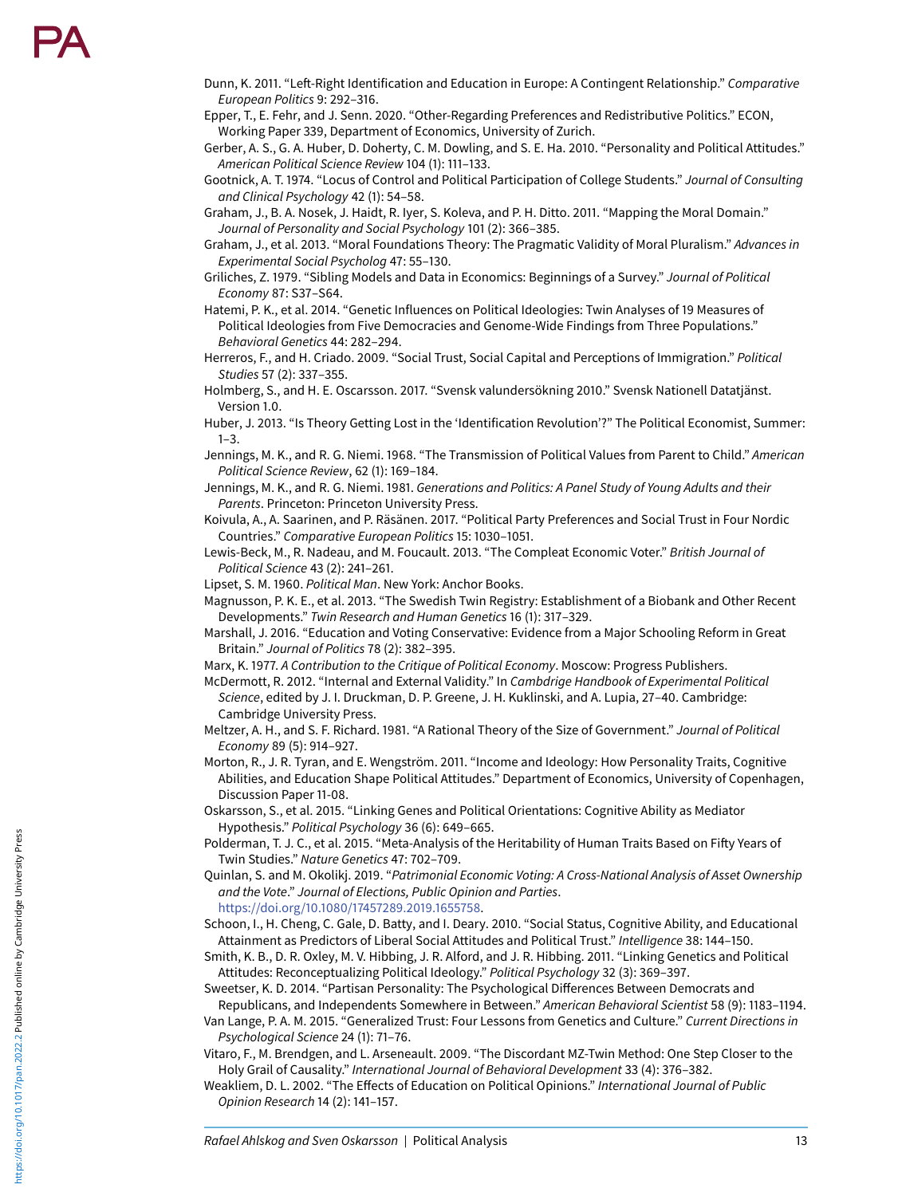Dunn, K. 2011. "Left-Right Identification and Education in Europe: A Contingent Relationship." *Comparative European Politics* 9: 292–316.

Epper, T., E. Fehr, and J. Senn. 2020. "Other-Regarding Preferences and Redistributive Politics." ECON, Working Paper 339, Department of Economics, University of Zurich.

Gerber, A. S., G. A. Huber, D. Doherty, C. M. Dowling, and S. E. Ha. 2010. "Personality and Political Attitudes." *American Political Science Review* 104 (1): 111–133.

Gootnick, A. T. 1974. "Locus of Control and Political Participation of College Students." *Journal of Consulting and Clinical Psychology* 42 (1): 54–58.

Graham, J., B. A. Nosek, J. Haidt, R. Iyer, S. Koleva, and P. H. Ditto. 2011. "Mapping the Moral Domain." *Journal of Personality and Social Psychology* 101 (2): 366–385.

Graham, J., et al. 2013. "Moral Foundations Theory: The Pragmatic Validity of Moral Pluralism." *Advances in Experimental Social Psycholog* 47: 55–130.

Griliches, Z. 1979. "Sibling Models and Data in Economics: Beginnings of a Survey." *Journal of Political Economy* 87: S37–S64.

Hatemi, P. K., et al. 2014. "Genetic Influences on Political Ideologies: Twin Analyses of 19 Measures of Political Ideologies from Five Democracies and Genome-Wide Findings from Three Populations." *Behavioral Genetics* 44: 282–294.

Herreros, F., and H. Criado. 2009. "Social Trust, Social Capital and Perceptions of Immigration." *Political Studies* 57 (2): 337–355.

Holmberg, S., and H. E. Oscarsson. 2017. "Svensk valundersökning 2010." Svensk Nationell Datatjänst. Version 1.0.

Huber, J. 2013. "Is Theory Getting Lost in the 'Identification Revolution'?" The Political Economist, Summer: 1–3.

Jennings, M. K., and R. G. Niemi. 1968. "The Transmission of Political Values from Parent to Child." *American Political Science Review*, 62 (1): 169–184.

Jennings, M. K., and R. G. Niemi. 1981. *Generations and Politics: A Panel Study of Young Adults and their Parents*. Princeton: Princeton University Press.

Koivula, A., A. Saarinen, and P. Räsänen. 2017. "Political Party Preferences and Social Trust in Four Nordic Countries." *Comparative European Politics* 15: 1030–1051.

Lewis-Beck, M., R. Nadeau, and M. Foucault. 2013. "The Compleat Economic Voter." *British Journal of Political Science* 43 (2): 241–261.

Lipset, S. M. 1960. *Political Man*. New York: Anchor Books.

Magnusson, P. K. E., et al. 2013. "The Swedish Twin Registry: Establishment of a Biobank and Other Recent Developments." *Twin Research and Human Genetics* 16 (1): 317–329.

Marshall, J. 2016. "Education and Voting Conservative: Evidence from a Major Schooling Reform in Great Britain." *Journal of Politics* 78 (2): 382–395.

Marx, K. 1977. *A Contribution to the Critique of Political Economy*. Moscow: Progress Publishers.

McDermott, R. 2012. "Internal and External Validity." In *Cambdrige Handbook of Experimental Political Science*, edited by J. I. Druckman, D. P. Greene, J. H. Kuklinski, and A. Lupia, 27–40. Cambridge: Cambridge University Press.

Meltzer, A. H., and S. F. Richard. 1981. "A Rational Theory of the Size of Government." *Journal of Political Economy* 89 (5): 914–927.

Morton, R., J. R. Tyran, and E. Wengström. 2011. "Income and Ideology: How Personality Traits, Cognitive Abilities, and Education Shape Political Attitudes." Department of Economics, University of Copenhagen, Discussion Paper 11-08.

Oskarsson, S., et al. 2015. "Linking Genes and Political Orientations: Cognitive Ability as Mediator Hypothesis." *Political Psychology* 36 (6): 649–665.

Polderman, T. J. C., et al. 2015. "Meta-Analysis of the Heritability of Human Traits Based on Fifty Years of Twin Studies." *Nature Genetics* 47: 702–709.

Quinlan, S. and M. Okolikj. 2019. "*Patrimonial Economic Voting: A Cross-National Analysis of Asset Ownership and the Vote*." *Journal of Elections, Public Opinion and Parties*. https://doi.org/10.1080/17457289.2019.1655758.

Schoon, I., H. Cheng, C. Gale, D. Batty, and I. Deary. 2010. "Social Status, Cognitive Ability, and Educational Attainment as Predictors of Liberal Social Attitudes and Political Trust." *Intelligence* 38: 144–150.

Smith, K. B., D. R. Oxley, M. V. Hibbing, J. R. Alford, and J. R. Hibbing. 2011. "Linking Genetics and Political Attitudes: Reconceptualizing Political Ideology." *Political Psychology* 32 (3): 369–397.

Sweetser, K. D. 2014. "Partisan Personality: The Psychological Differences Between Democrats and Republicans, and Independents Somewhere in Between." *American Behavioral Scientist* 58 (9): 1183–1194.

Van Lange, P. A. M. 2015. "Generalized Trust: Four Lessons from Genetics and Culture." *Current Directions in Psychological Science* 24 (1): 71–76.

Vitaro, F., M. Brendgen, and L. Arseneault. 2009. "The Discordant MZ-Twin Method: One Step Closer to the Holy Grail of Causality." *International Journal of Behavioral Development* 33 (4): 376–382.

Weakliem, D. L. 2002. "The Effects of Education on Political Opinions." *International Journal of Public Opinion Research* 14 (2): 141–157.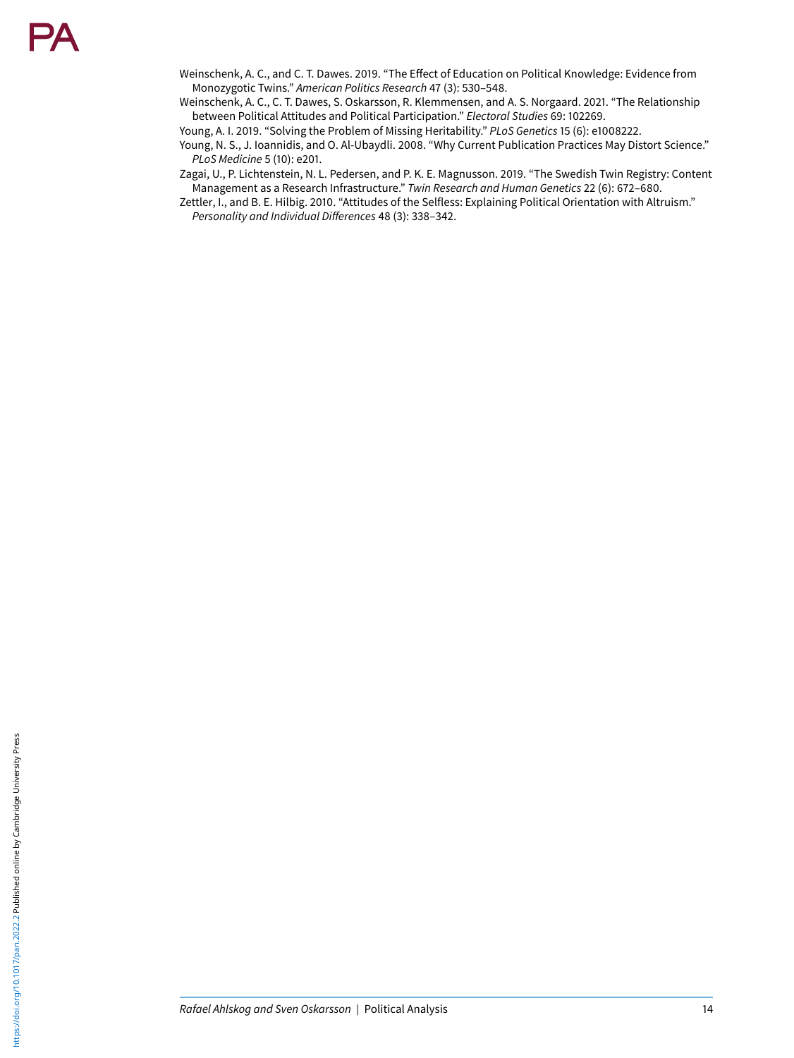Weinschenk, A. C., and C. T. Dawes. 2019. "The Effect of Education on Political Knowledge: Evidence from Monozygotic Twins." *American Politics Research* 47 (3): 530–548.

Weinschenk, A. C., C. T. Dawes, S. Oskarsson, R. Klemmensen, and A. S. Norgaard. 2021. "The Relationship between Political Attitudes and Political Participation." *Electoral Studies* 69: 102269.

Young, A. I. 2019. "Solving the Problem of Missing Heritability." *PLoS Genetics* 15 (6): e1008222.

Young, N. S., J. Ioannidis, and O. Al-Ubaydli. 2008. "Why Current Publication Practices May Distort Science." *PLoS Medicine* 5 (10): e201.

Zagai, U., P. Lichtenstein, N. L. Pedersen, and P. K. E. Magnusson. 2019. "The Swedish Twin Registry: Content Management as a Research Infrastructure." *Twin Research and Human Genetics* 22 (6): 672–680.

Zettler, I., and B. E. Hilbig. 2010. "Attitudes of the Selfless: Explaining Political Orientation with Altruism." *Personality and Individual Differences* 48 (3): 338–342.